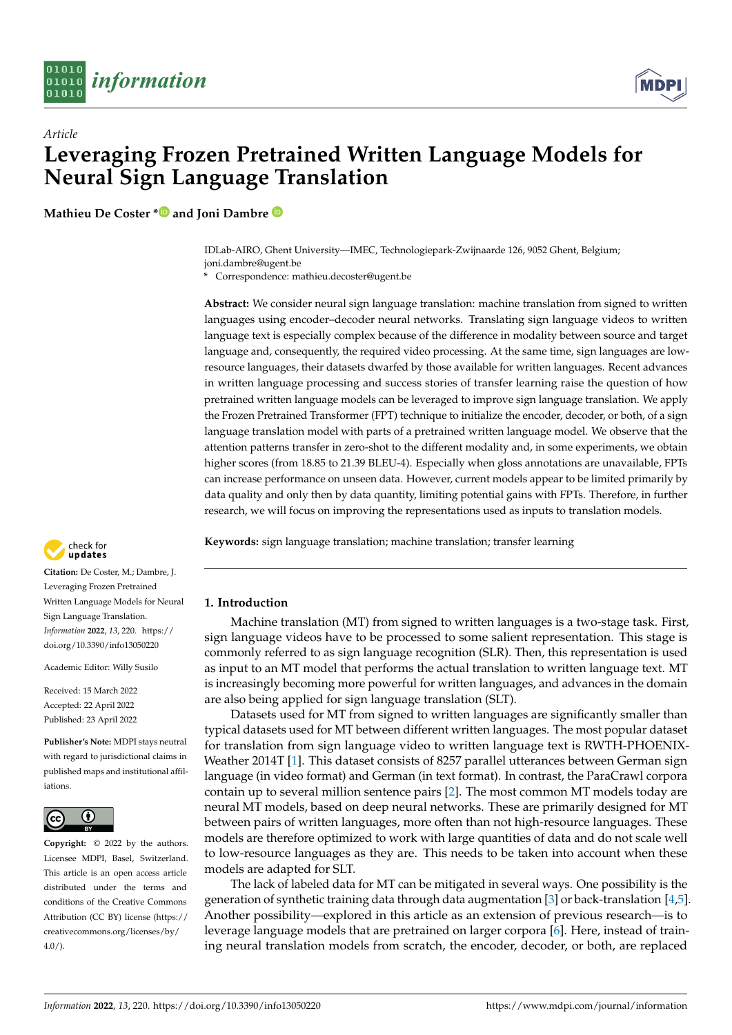*Article*

# Leveraging Frozen Pretrained Written Language Models for Neural Sign Language Translation

**Mathieu De Coster \* and Joni Dambre**

IDLab-AIRO, Ghent University—IMEC, Technologiepark-Zwijnaarde 126, 9052 Ghent, Belgium; joni.dambre@ugent.be

\* Correspondence: mathieu.decoster@ugent.be

**Abstract:** We consider neural sign language translation: machine translation from signed to written languages using encoder–decoder neural networks. Translating sign language videos to written language text is especially complex because of the difference in modality between source and target language and, consequently, the required video processing. At the same time, sign languages are low-resource languages, their datasets dwarfed by those available for written languages. Recent advances in written language processing and success stories of transfer learning raise the question of how pretrained written language models can be leveraged to improve sign language translation. We apply the Frozen Pretrained Transformer (FPT) technique to initialize the encoder, decoder, or both, of a sign language translation model with parts of a pretrained written language model. We observe that the attention patterns transfer in zero-shot to the different modality and, in some experiments, we obtain higher scores (from 18.85 to 21.39 BLEU-4). Especially when gloss annotations are unavailable, FPTs can increase performance on unseen data. However, current models appear to be limited primarily by data quality and only then by data quantity, limiting potential gains with FPTs. Therefore, in further research, we will focus on improving the representations used as inputs to translation models.

**Keywords:** sign language translation; machine translation; transfer learning

**Citation:** De Coster, M.; Dambre, J. Leveraging Frozen Pretrained Written Language Models for Neural Sign Language Translation. *Information* **2022**, *13*, 220. https://doi.org/10.3390/info13050220

Academic Editor: Willy Susilo

Received: 15 March 2022
Accepted: 22 April 2022
Published: 23 April 2022

**Publisher's Note:** MDPI stays neutral with regard to jurisdictional claims in published maps and institutional affiliations.

**Copyright:** © 2022 by the authors. Licensee MDPI, Basel, Switzerland. This article is an open access article distributed under the terms and conditions of the Creative Commons Attribution (CC BY) license (https://creativecommons.org/licenses/by/4.0/).

## 1. Introduction

Machine translation (MT) from signed to written languages is a two-stage task. First, sign language videos have to be processed to some salient representation. This stage is commonly referred to as sign language recognition (SLR). Then, this representation is used as input to an MT model that performs the actual translation to written language text. MT is increasingly becoming more powerful for written languages, and advances in the domain are also being applied for sign language translation (SLT).

Datasets used for MT from signed to written languages are significantly smaller than typical datasets used for MT between different written languages. The most popular dataset for translation from sign language video to written language text is RWTH-PHOENIX-Weather 2014T [1]. This dataset consists of 8257 parallel utterances between German sign language (in video format) and German (in text format). In contrast, the ParaCrawl corpora contain up to several million sentence pairs [2]. The most common MT models today are neural MT models, based on deep neural networks. These are primarily designed for MT between pairs of written languages, more often than not high-resource languages. These models are therefore optimized to work with large quantities of data and do not scale well to low-resource languages as they are. This needs to be taken into account when these models are adapted for SLT.

The lack of labeled data for MT can be mitigated in several ways. One possibility is the generation of synthetic training data through data augmentation [3] or back-translation [4,5]. Another possibility—explored in this article as an extension of previous research—is to leverage language models that are pretrained on larger corpora [6]. Here, instead of training neural translation models from scratch, the encoder, decoder, or both, are replaced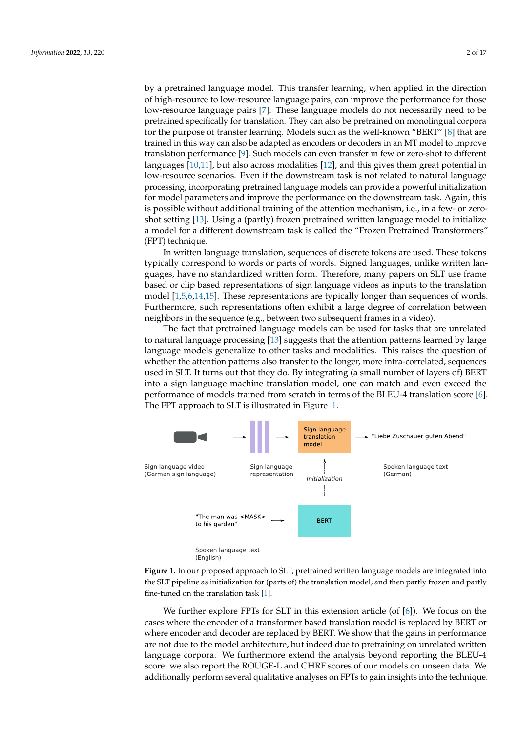by a pretrained language model. This transfer learning, when applied in the direction of high-resource to low-resource language pairs, can improve the performance for those low-resource language pairs [7]. These language models do not necessarily need to be pretrained specifically for translation. They can also be pretrained on monolingual corpora for the purpose of transfer learning. Models such as the well-known "BERT" [8] that are trained in this way can also be adapted as encoders or decoders in an MT model to improve translation performance [9]. Such models can even transfer in few or zero-shot to different languages [10,11], but also across modalities [12], and this gives them great potential in low-resource scenarios. Even if the downstream task is not related to natural language processing, incorporating pretrained language models can provide a powerful initialization for model parameters and improve the performance on the downstream task. Again, this is possible without additional training of the attention mechanism, i.e., in a few- or zero-shot setting [13]. Using a (partly) frozen pretrained written language model to initialize a model for a different downstream task is called the "Frozen Pretrained Transformers" (FPT) technique.

In written language translation, sequences of discrete tokens are used. These tokens typically correspond to words or parts of words. Signed languages, unlike written languages, have no standardized written form. Therefore, many papers on SLT use frame based or clip based representations of sign language videos as inputs to the translation model [1,5,6,14,15]. These representations are typically longer than sequences of words. Furthermore, such representations often exhibit a large degree of correlation between neighbors in the sequence (e.g., between two subsequent frames in a video).

The fact that pretrained language models can be used for tasks that are unrelated to natural language processing [13] suggests that the attention patterns learned by large language models generalize to other tasks and modalities. This raises the question of whether the attention patterns also transfer to the longer, more intra-correlated, sequences used in SLT. It turns out that they do. By integrating (a small number of layers of) BERT into a sign language machine translation model, one can match and even exceed the performance of models trained from scratch in terms of the BLEU-4 translation score [6]. The FPT approach to SLT is illustrated in Figure 1.

Sign language video (German sign language) → Sign language representation → Sign language translation model → "Liebe Zuschauer guten Abend" (Spoken language text (German))

"The man was <MASK> to his garden" (Spoken language text (English)) → BERT → Initialization → Sign language translation model

**Figure 1.** In our proposed approach to SLT, pretrained written language models are integrated into the SLT pipeline as initialization for (parts of) the translation model, and then partly frozen and partly fine-tuned on the translation task [1].

We further explore FPTs for SLT in this extension article (of [6]). We focus on the cases where the encoder of a transformer based translation model is replaced by BERT or where encoder and decoder are replaced by BERT. We show that the gains in performance are not due to the model architecture, but indeed due to pretraining on unrelated written language corpora. We furthermore extend the analysis beyond reporting the BLEU-4 score: we also report the ROUGE-L and CHRF scores of our models on unseen data. We additionally perform several qualitative analyses on FPTs to gain insights into the technique.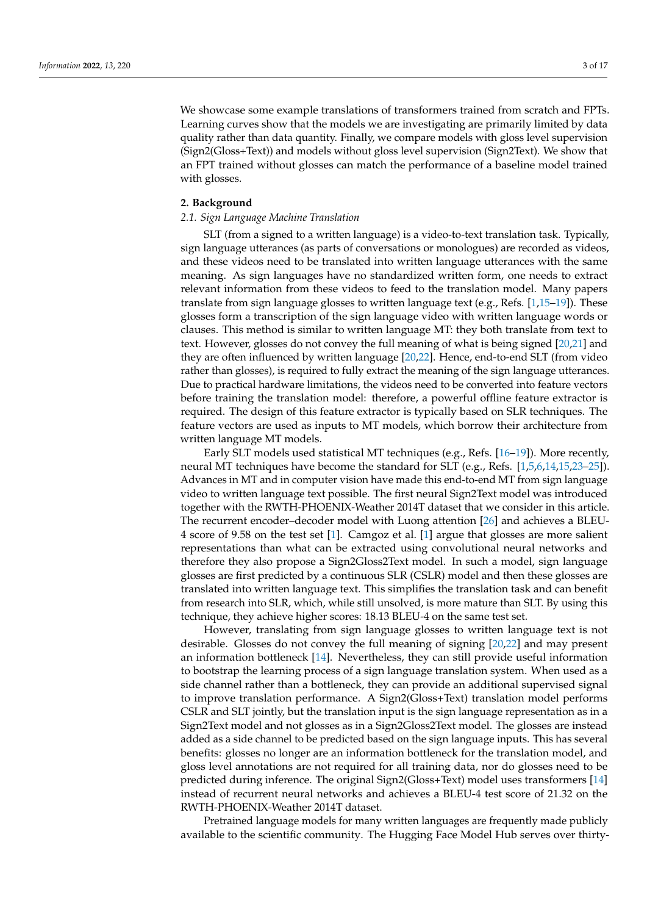We showcase some example translations of transformers trained from scratch and FPTs. Learning curves show that the models we are investigating are primarily limited by data quality rather than data quantity. Finally, we compare models with gloss level supervision (Sign2(Gloss+Text)) and models without gloss level supervision (Sign2Text). We show that an FPT trained without glosses can match the performance of a baseline model trained with glosses.

## 2. Background

### *2.1. Sign Language Machine Translation*

SLT (from a signed to a written language) is a video-to-text translation task. Typically, sign language utterances (as parts of conversations or monologues) are recorded as videos, and these videos need to be translated into written language utterances with the same meaning. As sign languages have no standardized written form, one needs to extract relevant information from these videos to feed to the translation model. Many papers translate from sign language glosses to written language text (e.g., Refs. [1,15–19]). These glosses form a transcription of the sign language video with written language words or clauses. This method is similar to written language MT: they both translate from text to text. However, glosses do not convey the full meaning of what is being signed [20,21] and they are often influenced by written language [20,22]. Hence, end-to-end SLT (from video rather than glosses), is required to fully extract the meaning of the sign language utterances. Due to practical hardware limitations, the videos need to be converted into feature vectors before training the translation model: therefore, a powerful offline feature extractor is required. The design of this feature extractor is typically based on SLR techniques. The feature vectors are used as inputs to MT models, which borrow their architecture from written language MT models.

Early SLT models used statistical MT techniques (e.g., Refs. [16–19]). More recently, neural MT techniques have become the standard for SLT (e.g., Refs. [1,5,6,14,15,23–25]). Advances in MT and in computer vision have made this end-to-end MT from sign language video to written language text possible. The first neural Sign2Text model was introduced together with the RWTH-PHOENIX-Weather 2014T dataset that we consider in this article. The recurrent encoder–decoder model with Luong attention [26] and achieves a BLEU-4 score of 9.58 on the test set [1]. Camgoz et al. [1] argue that glosses are more salient representations than what can be extracted using convolutional neural networks and therefore they also propose a Sign2Gloss2Text model. In such a model, sign language glosses are first predicted by a continuous SLR (CSLR) model and then these glosses are translated into written language text. This simplifies the translation task and can benefit from research into SLR, which, while still unsolved, is more mature than SLT. By using this technique, they achieve higher scores: 18.13 BLEU-4 on the same test set.

However, translating from sign language glosses to written language text is not desirable. Glosses do not convey the full meaning of signing [20,22] and may present an information bottleneck [14]. Nevertheless, they can still provide useful information to bootstrap the learning process of a sign language translation system. When used as a side channel rather than a bottleneck, they can provide an additional supervised signal to improve translation performance. A Sign2(Gloss+Text) translation model performs CSLR and SLT jointly, but the translation input is the sign language representation as in a Sign2Text model and not glosses as in a Sign2Gloss2Text model. The glosses are instead added as a side channel to be predicted based on the sign language inputs. This has several benefits: glosses no longer are an information bottleneck for the translation model, and gloss level annotations are not required for all training data, nor do glosses need to be predicted during inference. The original Sign2(Gloss+Text) model uses transformers [14] instead of recurrent neural networks and achieves a BLEU-4 test score of 21.32 on the RWTH-PHOENIX-Weather 2014T dataset.

Pretrained language models for many written languages are frequently made publicly available to the scientific community. The Hugging Face Model Hub serves over thirty-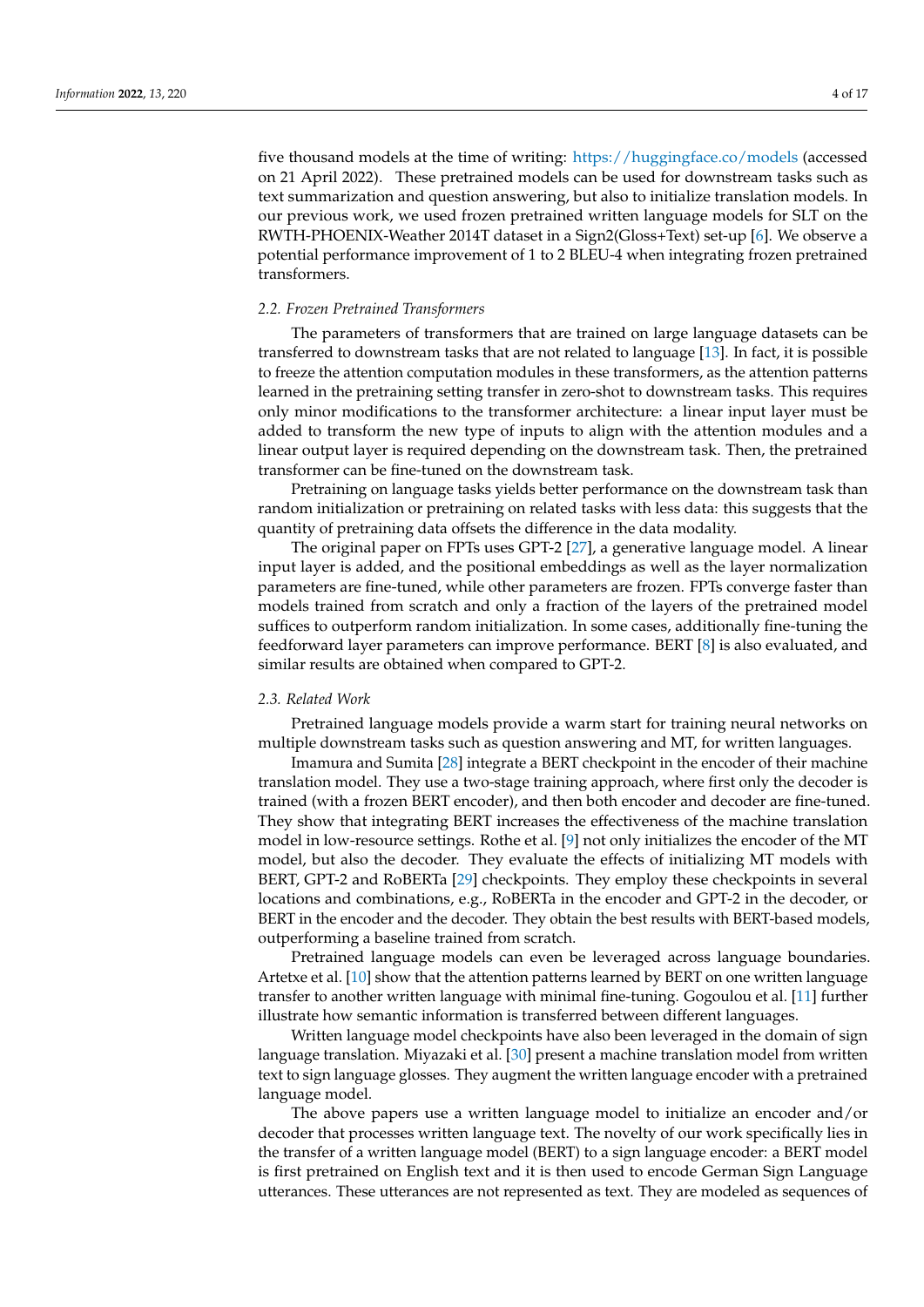five thousand models at the time of writing: https://huggingface.co/models (accessed on 21 April 2022). These pretrained models can be used for downstream tasks such as text summarization and question answering, but also to initialize translation models. In our previous work, we used frozen pretrained written language models for SLT on the RWTH-PHOENIX-Weather 2014T dataset in a Sign2(Gloss+Text) set-up [6]. We observe a potential performance improvement of 1 to 2 BLEU-4 when integrating frozen pretrained transformers.

### 2.2. Frozen Pretrained Transformers

The parameters of transformers that are trained on large language datasets can be transferred to downstream tasks that are not related to language [13]. In fact, it is possible to freeze the attention computation modules in these transformers, as the attention patterns learned in the pretraining setting transfer in zero-shot to downstream tasks. This requires only minor modifications to the transformer architecture: a linear input layer must be added to transform the new type of inputs to align with the attention modules and a linear output layer is required depending on the downstream task. Then, the pretrained transformer can be fine-tuned on the downstream task.

Pretraining on language tasks yields better performance on the downstream task than random initialization or pretraining on related tasks with less data: this suggests that the quantity of pretraining data offsets the difference in the data modality.

The original paper on FPTs uses GPT-2 [27], a generative language model. A linear input layer is added, and the positional embeddings as well as the layer normalization parameters are fine-tuned, while other parameters are frozen. FPTs converge faster than models trained from scratch and only a fraction of the layers of the pretrained model suffices to outperform random initialization. In some cases, additionally fine-tuning the feedforward layer parameters can improve performance. BERT [8] is also evaluated, and similar results are obtained when compared to GPT-2.

### 2.3. Related Work

Pretrained language models provide a warm start for training neural networks on multiple downstream tasks such as question answering and MT, for written languages.

Imamura and Sumita [28] integrate a BERT checkpoint in the encoder of their machine translation model. They use a two-stage training approach, where first only the decoder is trained (with a frozen BERT encoder), and then both encoder and decoder are fine-tuned. They show that integrating BERT increases the effectiveness of the machine translation model in low-resource settings. Rothe et al. [9] not only initializes the encoder of the MT model, but also the decoder. They evaluate the effects of initializing MT models with BERT, GPT-2 and RoBERTa [29] checkpoints. They employ these checkpoints in several locations and combinations, e.g., RoBERTa in the encoder and GPT-2 in the decoder, or BERT in the encoder and the decoder. They obtain the best results with BERT-based models, outperforming a baseline trained from scratch.

Pretrained language models can even be leveraged across language boundaries. Artetxe et al. [10] show that the attention patterns learned by BERT on one written language transfer to another written language with minimal fine-tuning. Gogoulou et al. [11] further illustrate how semantic information is transferred between different languages.

Written language model checkpoints have also been leveraged in the domain of sign language translation. Miyazaki et al. [30] present a machine translation model from written text to sign language glosses. They augment the written language encoder with a pretrained language model.

The above papers use a written language model to initialize an encoder and/or decoder that processes written language text. The novelty of our work specifically lies in the transfer of a written language model (BERT) to a sign language encoder: a BERT model is first pretrained on English text and it is then used to encode German Sign Language utterances. These utterances are not represented as text. They are modeled as sequences of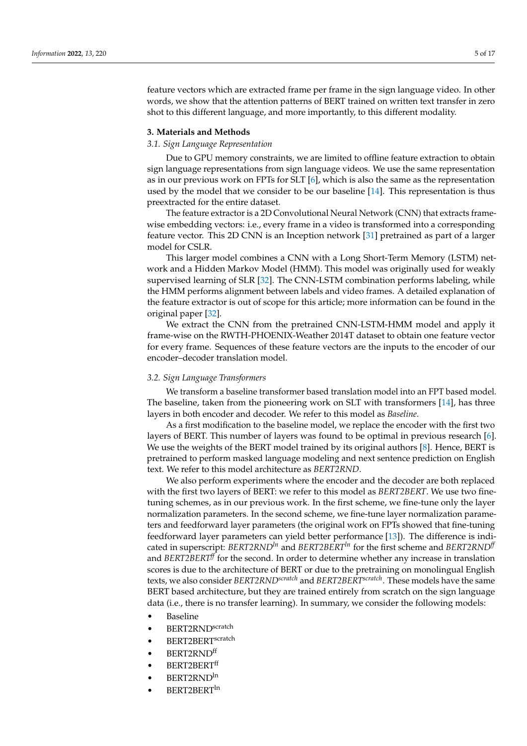feature vectors which are extracted frame per frame in the sign language video. In other words, we show that the attention patterns of BERT trained on written text transfer in zero shot to this different language, and more importantly, to this different modality.

## 3. Materials and Methods

### 3.1. Sign Language Representation

Due to GPU memory constraints, we are limited to offline feature extraction to obtain sign language representations from sign language videos. We use the same representation as in our previous work on FPTs for SLT [6], which is also the same as the representation used by the model that we consider to be our baseline [14]. This representation is thus preextracted for the entire dataset.

The feature extractor is a 2D Convolutional Neural Network (CNN) that extracts frame-wise embedding vectors: i.e., every frame in a video is transformed into a corresponding feature vector. This 2D CNN is an Inception network [31] pretrained as part of a larger model for CSLR.

This larger model combines a CNN with a Long Short-Term Memory (LSTM) network and a Hidden Markov Model (HMM). This model was originally used for weakly supervised learning of SLR [32]. The CNN-LSTM combination performs labeling, while the HMM performs alignment between labels and video frames. A detailed explanation of the feature extractor is out of scope for this article; more information can be found in the original paper [32].

We extract the CNN from the pretrained CNN-LSTM-HMM model and apply it frame-wise on the RWTH-PHOENIX-Weather 2014T dataset to obtain one feature vector for every frame. Sequences of these feature vectors are the inputs to the encoder of our encoder–decoder translation model.

### 3.2. Sign Language Transformers

We transform a baseline transformer based translation model into an FPT based model. The baseline, taken from the pioneering work on SLT with transformers [14], has three layers in both encoder and decoder. We refer to this model as *Baseline*.

As a first modification to the baseline model, we replace the encoder with the first two layers of BERT. This number of layers was found to be optimal in previous research [6]. We use the weights of the BERT model trained by its original authors [8]. Hence, BERT is pretrained to perform masked language modeling and next sentence prediction on English text. We refer to this model architecture as *BERT2RND*.

We also perform experiments where the encoder and the decoder are both replaced with the first two layers of BERT: we refer to this model as *BERT2BERT*. We use two fine-tuning schemes, as in our previous work. In the first scheme, we fine-tune only the layer normalization parameters. In the second scheme, we fine-tune layer normalization parameters and feedforward layer parameters (the original work on FPTs showed that fine-tuning feedforward layer parameters can yield better performance [13]). The difference is indicated in superscript: *BERT2RND*$^{ln}$ and *BERT2BERT*$^{ln}$ for the first scheme and *BERT2RND*$^{ff}$ and *BERT2BERT*$^{ff}$ for the second. In order to determine whether any increase in translation scores is due to the architecture of BERT or due to the pretraining on monolingual English texts, we also consider *BERT2RND*$^{scratch}$ and *BERT2BERT*$^{scratch}$. These models have the same BERT based architecture, but they are trained entirely from scratch on the sign language data (i.e., there is no transfer learning). In summary, we consider the following models:

- Baseline
- BERT2RND$^{scratch}$
- BERT2BERT$^{scratch}$
- BERT2RND$^{ff}$
- BERT2BERT$^{ff}$
- BERT2RND$^{ln}$
- BERT2BERT$^{ln}$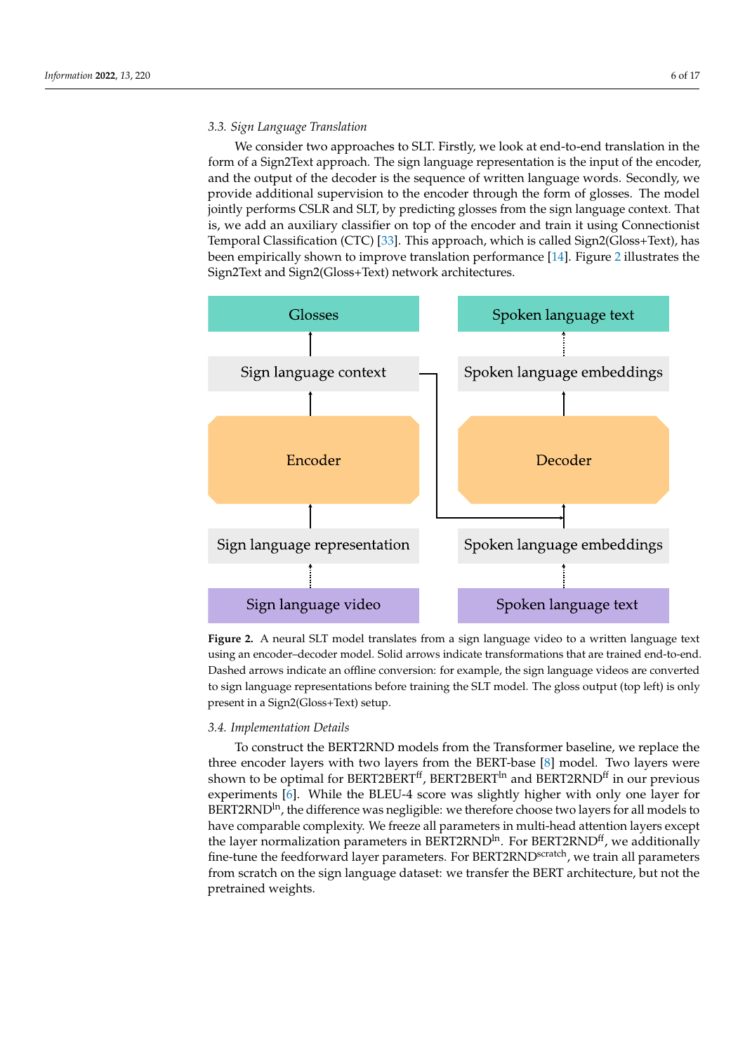### 3.3. Sign Language Translation

We consider two approaches to SLT. Firstly, we look at end-to-end translation in the form of a Sign2Text approach. The sign language representation is the input of the encoder, and the output of the decoder is the sequence of written language words. Secondly, we provide additional supervision to the encoder through the form of glosses. The model jointly performs CSLR and SLT, by predicting glosses from the sign language context. That is, we add an auxiliary classifier on top of the encoder and train it using Connectionist Temporal Classification (CTC) [33]. This approach, which is called Sign2(Gloss+Text), has been empirically shown to improve translation performance [14]. Figure 2 illustrates the Sign2Text and Sign2(Gloss+Text) network architectures.

**Figure 2.** A neural SLT model translates from a sign language video to a written language text using an encoder–decoder model. Solid arrows indicate transformations that are trained end-to-end. Dashed arrows indicate an offline conversion: for example, the sign language videos are converted to sign language representations before training the SLT model. The gloss output (top left) is only present in a Sign2(Gloss+Text) setup.

### 3.4. Implementation Details

To construct the BERT2RND models from the Transformer baseline, we replace the three encoder layers with two layers from the BERT-base [8] model. Two layers were shown to be optimal for BERT2BERT$^{ff}$, BERT2BERT$^{ln}$ and BERT2RND$^{ff}$ in our previous experiments [6]. While the BLEU-4 score was slightly higher with only one layer for BERT2RND$^{ln}$, the difference was negligible: we therefore choose two layers for all models to have comparable complexity. We freeze all parameters in multi-head attention layers except the layer normalization parameters in BERT2RND$^{ln}$. For BERT2RND$^{ff}$, we additionally fine-tune the feedforward layer parameters. For BERT2RND$^{scratch}$, we train all parameters from scratch on the sign language dataset: we transfer the BERT architecture, but not the pretrained weights.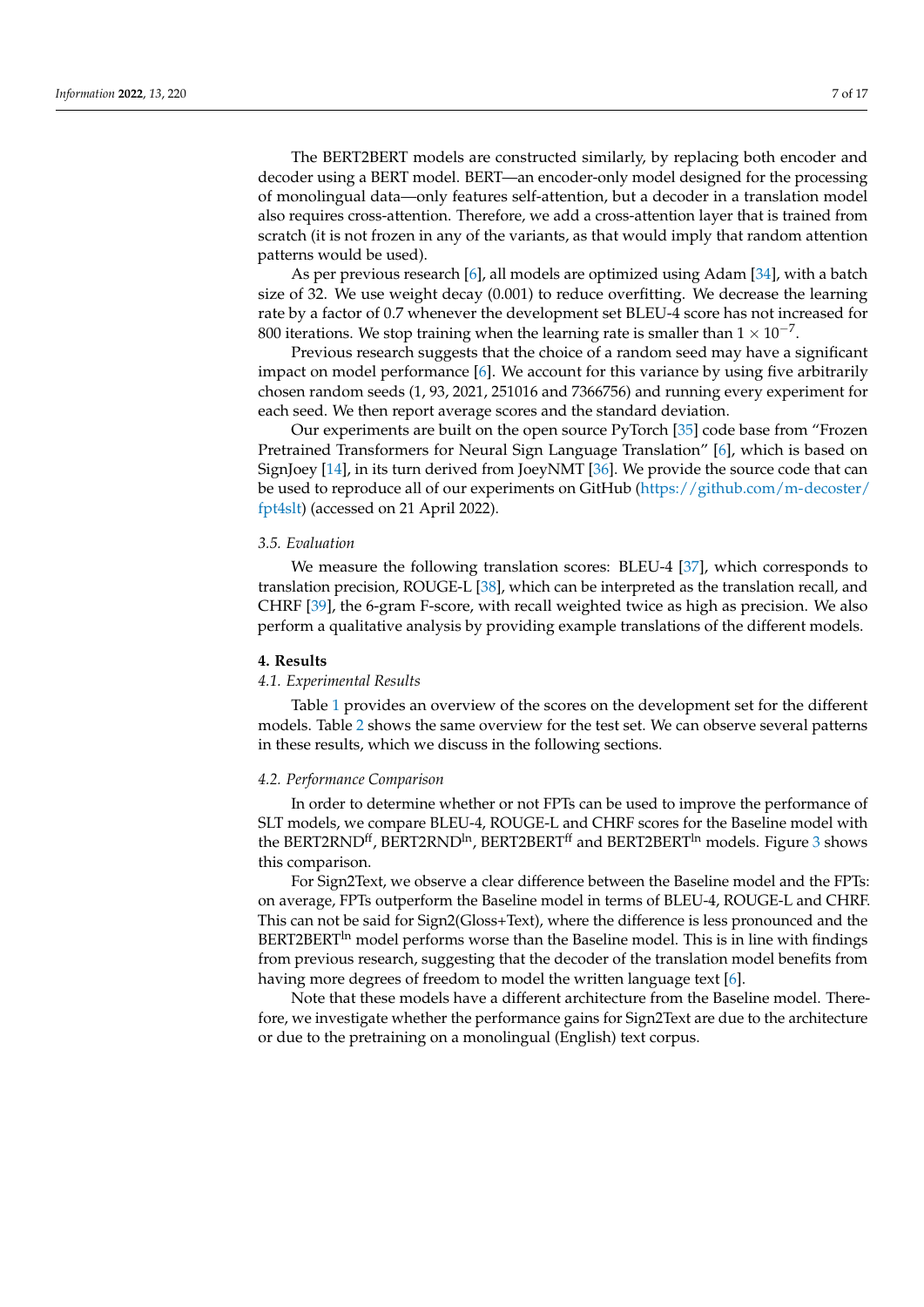The BERT2BERT models are constructed similarly, by replacing both encoder and decoder using a BERT model. BERT—an encoder-only model designed for the processing of monolingual data—only features self-attention, but a decoder in a translation model also requires cross-attention. Therefore, we add a cross-attention layer that is trained from scratch (it is not frozen in any of the variants, as that would imply that random attention patterns would be used).

As per previous research [6], all models are optimized using Adam [34], with a batch size of 32. We use weight decay (0.001) to reduce overfitting. We decrease the learning rate by a factor of 0.7 whenever the development set BLEU-4 score has not increased for 800 iterations. We stop training when the learning rate is smaller than $1 \times 10^{-7}$.

Previous research suggests that the choice of a random seed may have a significant impact on model performance [6]. We account for this variance by using five arbitrarily chosen random seeds (1, 93, 2021, 251016 and 7366756) and running every experiment for each seed. We then report average scores and the standard deviation.

Our experiments are built on the open source PyTorch [35] code base from "Frozen Pretrained Transformers for Neural Sign Language Translation" [6], which is based on SignJoey [14], in its turn derived from JoeyNMT [36]. We provide the source code that can be used to reproduce all of our experiments on GitHub (https://github.com/m-decoster/fpt4slt) (accessed on 21 April 2022).

### 3.5. Evaluation

We measure the following translation scores: BLEU-4 [37], which corresponds to translation precision, ROUGE-L [38], which can be interpreted as the translation recall, and CHRF [39], the 6-gram F-score, with recall weighted twice as high as precision. We also perform a qualitative analysis by providing example translations of the different models.

## 4. Results

### 4.1. Experimental Results

Table 1 provides an overview of the scores on the development set for the different models. Table 2 shows the same overview for the test set. We can observe several patterns in these results, which we discuss in the following sections.

### 4.2. Performance Comparison

In order to determine whether or not FPTs can be used to improve the performance of SLT models, we compare BLEU-4, ROUGE-L and CHRF scores for the Baseline model with the BERT2RND$^{\text{ff}}$, BERT2RND$^{\text{ln}}$, BERT2BERT$^{\text{ff}}$ and BERT2BERT$^{\text{ln}}$ models. Figure 3 shows this comparison.

For Sign2Text, we observe a clear difference between the Baseline model and the FPTs: on average, FPTs outperform the Baseline model in terms of BLEU-4, ROUGE-L and CHRF. This can not be said for Sign2(Gloss+Text), where the difference is less pronounced and the BERT2BERT$^{\text{ln}}$ model performs worse than the Baseline model. This is in line with findings from previous research, suggesting that the decoder of the translation model benefits from having more degrees of freedom to model the written language text [6].

Note that these models have a different architecture from the Baseline model. Therefore, we investigate whether the performance gains for Sign2Text are due to the architecture or due to the pretraining on a monolingual (English) text corpus.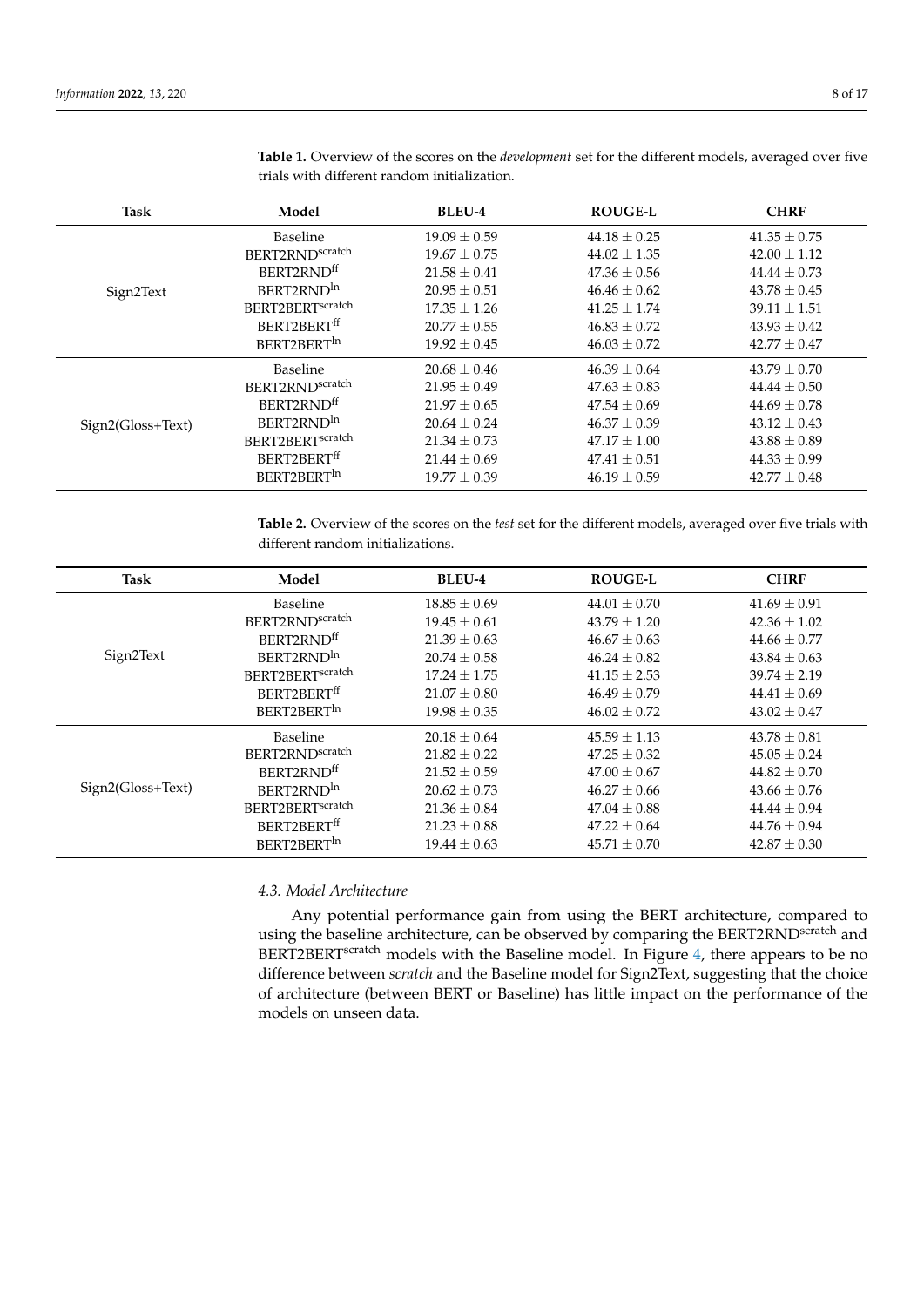**Table 1.** Overview of the scores on the *development* set for the different models, averaged over five trials with different random initialization.

| Task | Model | BLEU-4 | ROUGE-L | CHRF |
|---|---|---|---|---|
| Sign2Text | Baseline | $19.09 \pm 0.59$ | $44.18 \pm 0.25$ | $41.35 \pm 0.75$ |
| | BERT2RND$^{scratch}$ | $19.67 \pm 0.75$ | $44.02 \pm 1.35$ | $42.00 \pm 1.12$ |
| | BERT2RND$^{ff}$ | $21.58 \pm 0.41$ | $47.36 \pm 0.56$ | $44.44 \pm 0.73$ |
| | BERT2RND$^{ln}$ | $20.95 \pm 0.51$ | $46.46 \pm 0.62$ | $43.78 \pm 0.45$ |
| | BERT2BERT$^{scratch}$ | $17.35 \pm 1.26$ | $41.25 \pm 1.74$ | $39.11 \pm 1.51$ |
| | BERT2BERT$^{ff}$ | $20.77 \pm 0.55$ | $46.83 \pm 0.72$ | $43.93 \pm 0.42$ |
| | BERT2BERT$^{ln}$ | $19.92 \pm 0.45$ | $46.03 \pm 0.72$ | $42.77 \pm 0.47$ |
| Sign2(Gloss+Text) | Baseline | $20.68 \pm 0.46$ | $46.39 \pm 0.64$ | $43.79 \pm 0.70$ |
| | BERT2RND$^{scratch}$ | $21.95 \pm 0.49$ | $47.63 \pm 0.83$ | $44.44 \pm 0.50$ |
| | BERT2RND$^{ff}$ | $21.97 \pm 0.65$ | $47.54 \pm 0.69$ | $44.69 \pm 0.78$ |
| | BERT2RND$^{ln}$ | $20.64 \pm 0.24$ | $46.37 \pm 0.39$ | $43.12 \pm 0.43$ |
| | BERT2BERT$^{scratch}$ | $21.34 \pm 0.73$ | $47.17 \pm 1.00$ | $43.88 \pm 0.89$ |
| | BERT2BERT$^{ff}$ | $21.44 \pm 0.69$ | $47.41 \pm 0.51$ | $44.33 \pm 0.99$ |
| | BERT2BERT$^{ln}$ | $19.77 \pm 0.39$ | $46.19 \pm 0.59$ | $42.77 \pm 0.48$ |

**Table 2.** Overview of the scores on the *test* set for the different models, averaged over five trials with different random initializations.

| Task | Model | BLEU-4 | ROUGE-L | CHRF |
|---|---|---|---|---|
| Sign2Text | Baseline | $18.85 \pm 0.69$ | $44.01 \pm 0.70$ | $41.69 \pm 0.91$ |
| | BERT2RND$^{scratch}$ | $19.45 \pm 0.61$ | $43.79 \pm 1.20$ | $42.36 \pm 1.02$ |
| | BERT2RND$^{ff}$ | $21.39 \pm 0.63$ | $46.67 \pm 0.63$ | $44.66 \pm 0.77$ |
| | BERT2RND$^{ln}$ | $20.74 \pm 0.58$ | $46.24 \pm 0.82$ | $43.84 \pm 0.63$ |
| | BERT2BERT$^{scratch}$ | $17.24 \pm 1.75$ | $41.15 \pm 2.53$ | $39.74 \pm 2.19$ |
| | BERT2BERT$^{ff}$ | $21.07 \pm 0.80$ | $46.49 \pm 0.79$ | $44.41 \pm 0.69$ |
| | BERT2BERT$^{ln}$ | $19.98 \pm 0.35$ | $46.02 \pm 0.72$ | $43.02 \pm 0.47$ |
| Sign2(Gloss+Text) | Baseline | $20.18 \pm 0.64$ | $45.59 \pm 1.13$ | $43.78 \pm 0.81$ |
| | BERT2RND$^{scratch}$ | $21.82 \pm 0.22$ | $47.25 \pm 0.32$ | $45.05 \pm 0.24$ |
| | BERT2RND$^{ff}$ | $21.52 \pm 0.59$ | $47.00 \pm 0.67$ | $44.82 \pm 0.70$ |
| | BERT2RND$^{ln}$ | $20.62 \pm 0.73$ | $46.27 \pm 0.66$ | $43.66 \pm 0.76$ |
| | BERT2BERT$^{scratch}$ | $21.36 \pm 0.84$ | $47.04 \pm 0.88$ | $44.44 \pm 0.94$ |
| | BERT2BERT$^{ff}$ | $21.23 \pm 0.88$ | $47.22 \pm 0.64$ | $44.76 \pm 0.94$ |
| | BERT2BERT$^{ln}$ | $19.44 \pm 0.63$ | $45.71 \pm 0.70$ | $42.87 \pm 0.30$ |

### *4.3. Model Architecture*

Any potential performance gain from using the BERT architecture, compared to using the baseline architecture, can be observed by comparing the BERT2RND$^{scratch}$ and BERT2BERT$^{scratch}$ models with the Baseline model. In Figure 4, there appears to be no difference between *scratch* and the Baseline model for Sign2Text, suggesting that the choice of architecture (between BERT or Baseline) has little impact on the performance of the models on unseen data.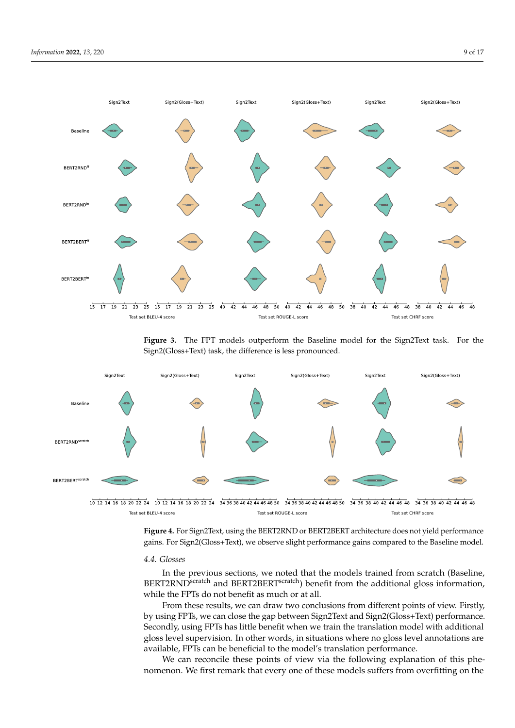**Figure 3.** The FPT models outperform the Baseline model for the Sign2Text task. For the Sign2(Gloss+Text) task, the difference is less pronounced.

**Figure 4.** For Sign2Text, using the BERT2RND or BERT2BERT architecture does not yield performance gains. For Sign2(Gloss+Text), we observe slight performance gains compared to the Baseline model.

### 4.4. Glosses

In the previous sections, we noted that the models trained from scratch (Baseline, BERT2RND$^{\text{scratch}}$ and BERT2BERT$^{\text{scratch}}$) benefit from the additional gloss information, while the FPTs do not benefit as much or at all.

From these results, we can draw two conclusions from different points of view. Firstly, by using FPTs, we can close the gap between Sign2Text and Sign2(Gloss+Text) performance. Secondly, using FPTs has little benefit when we train the translation model with additional gloss level supervision. In other words, in situations where no gloss level annotations are available, FPTs can be beneficial to the model's translation performance.

We can reconcile these points of view via the following explanation of this phenomenon. We first remark that every one of these models suffers from overfitting on the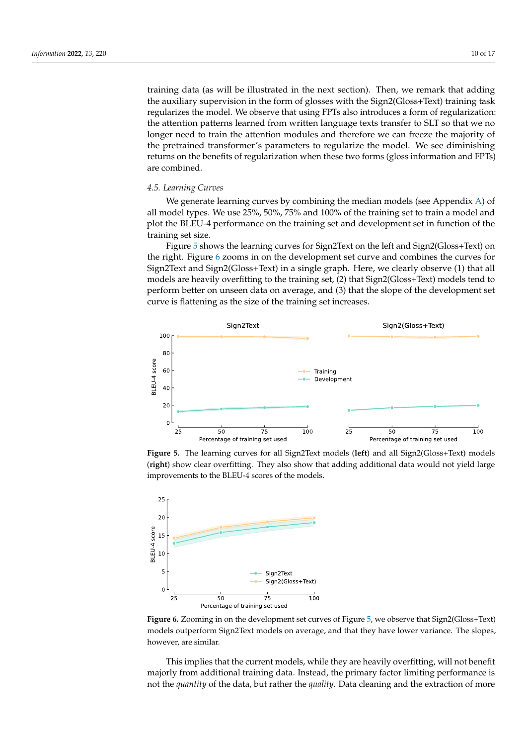training data (as will be illustrated in the next section). Then, we remark that adding the auxiliary supervision in the form of glosses with the Sign2(Gloss+Text) training task regularizes the model. We observe that using FPTs also introduces a form of regularization: the attention patterns learned from written language texts transfer to SLT so that we no longer need to train the attention modules and therefore we can freeze the majority of the pretrained transformer's parameters to regularize the model. We see diminishing returns on the benefits of regularization when these two forms (gloss information and FPTs) are combined.

### 4.5. Learning Curves

We generate learning curves by combining the median models (see Appendix A) of all model types. We use 25%, 50%, 75% and 100% of the training set to train a model and plot the BLEU-4 performance on the training set and development set in function of the training set size.

Figure 5 shows the learning curves for Sign2Text on the left and Sign2(Gloss+Text) on the right. Figure 6 zooms in on the development set curve and combines the curves for Sign2Text and Sign2(Gloss+Text) in a single graph. Here, we clearly observe (1) that all models are heavily overfitting to the training set, (2) that Sign2(Gloss+Text) models tend to perform better on unseen data on average, and (3) that the slope of the development set curve is flattening as the size of the training set increases.

**Figure 5.** The learning curves for all Sign2Text models (**left**) and all Sign2(Gloss+Text) models (**right**) show clear overfitting. They also show that adding additional data would not yield large improvements to the BLEU-4 scores of the models.

**Figure 6.** Zooming in on the development set curves of Figure 5, we observe that Sign2(Gloss+Text) models outperform Sign2Text models on average, and that they have lower variance. The slopes, however, are similar.

This implies that the current models, while they are heavily overfitting, will not benefit majorly from additional training data. Instead, the primary factor limiting performance is not the *quantity* of the data, but rather the *quality*. Data cleaning and the extraction of more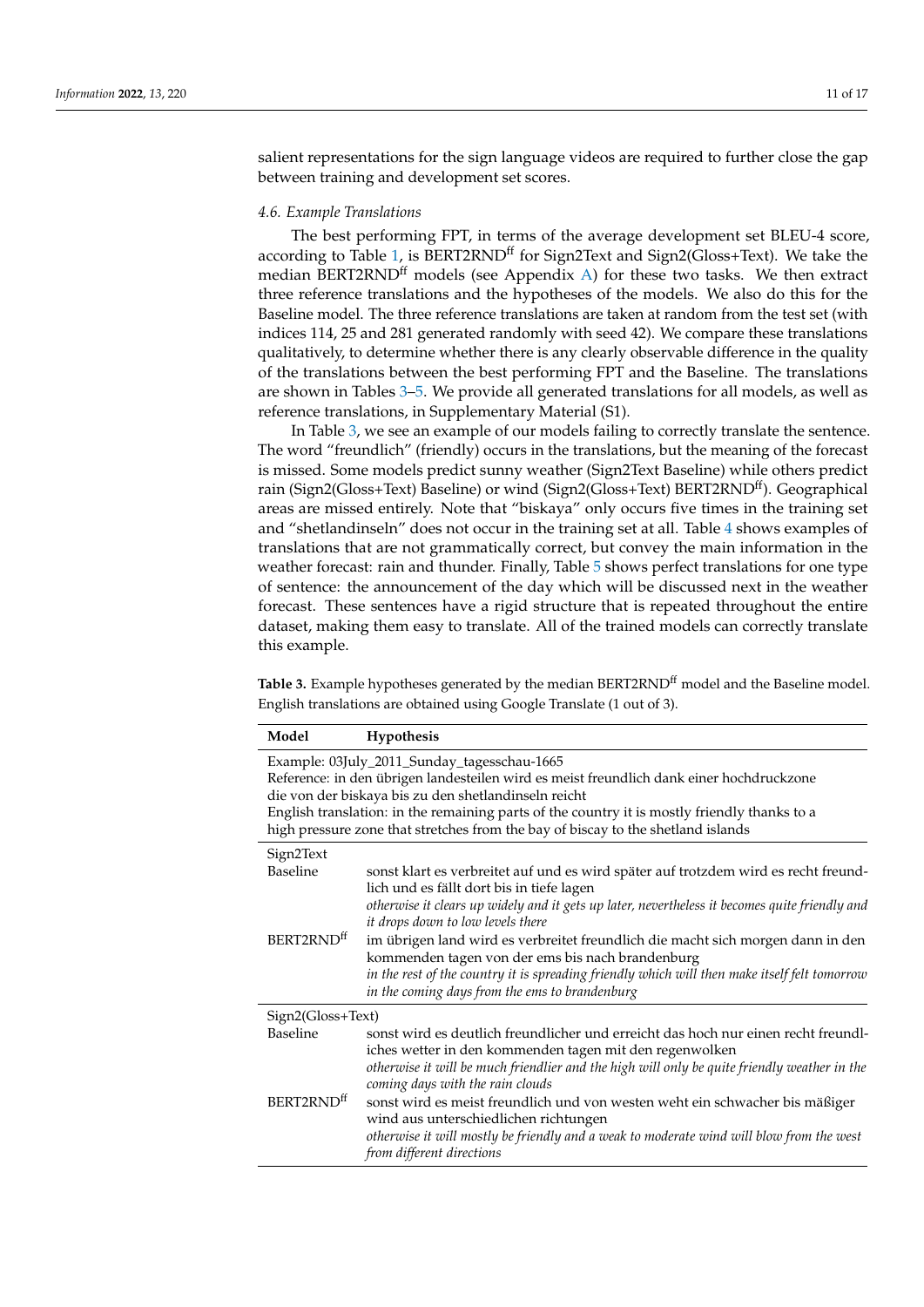salient representations for the sign language videos are required to further close the gap between training and development set scores.

### 4.6. Example Translations

The best performing FPT, in terms of the average development set BLEU-4 score, according to Table 1, is BERT2RND$^{ff}$ for Sign2Text and Sign2(Gloss+Text). We take the median BERT2RND$^{ff}$ models (see Appendix A) for these two tasks. We then extract three reference translations and the hypotheses of the models. We also do this for the Baseline model. The three reference translations are taken at random from the test set (with indices 114, 25 and 281 generated randomly with seed 42). We compare these translations qualitatively, to determine whether there is any clearly observable difference in the quality of the translations between the best performing FPT and the Baseline. The translations are shown in Tables 3–5. We provide all generated translations for all models, as well as reference translations, in Supplementary Material (S1).

In Table 3, we see an example of our models failing to correctly translate the sentence. The word "freundlich" (friendly) occurs in the translations, but the meaning of the forecast is missed. Some models predict sunny weather (Sign2Text Baseline) while others predict rain (Sign2(Gloss+Text) Baseline) or wind (Sign2(Gloss+Text) BERT2RND$^{ff}$). Geographical areas are missed entirely. Note that "biskaya" only occurs five times in the training set and "shetlandinseln" does not occur in the training set at all. Table 4 shows examples of translations that are not grammatically correct, but convey the main information in the weather forecast: rain and thunder. Finally, Table 5 shows perfect translations for one type of sentence: the announcement of the day which will be discussed next in the weather forecast. These sentences have a rigid structure that is repeated throughout the entire dataset, making them easy to translate. All of the trained models can correctly translate this example.

**Table 3.** Example hypotheses generated by the median BERT2RND$^{ff}$ model and the Baseline model. English translations are obtained using Google Translate (1 out of 3).

| Model | Hypothesis |
|---|---|
| Example: 03July_2011_Sunday_tagesschau-1665<br>Reference: in den übrigen landesteilen wird es meist freundlich dank einer hochdruckzone die von der biskaya bis zu den shetlandinseln reicht<br>English translation: in the remaining parts of the country it is mostly friendly thanks to a high pressure zone that stretches from the bay of biscay to the shetland islands | |
| Sign2Text | |
| Baseline | sonst klart es verbreitet auf und es wird später auf trotzdem wird es recht freundlich und es fällt dort bis in tiefe lagen<br>*otherwise it clears up widely and it gets up later, nevertheless it becomes quite friendly and it drops down to low levels there* |
| BERT2RND$^{ff}$ | im übrigen land wird es verbreitet freundlich die macht sich morgen dann in den kommenden tagen von der ems bis nach brandenburg<br>*in the rest of the country it is spreading friendly which will then make itself felt tomorrow in the coming days from the ems to brandenburg* |
| Sign2(Gloss+Text) | |
| Baseline | sonst wird es deutlich freundlicher und erreicht das hoch nur einen recht freundliches wetter in den kommenden tagen mit den regenwolken<br>*otherwise it will be much friendlier and the high will only be quite friendly weather in the coming days with the rain clouds* |
| BERT2RND$^{ff}$ | sonst wird es meist freundlich und von westen weht ein schwacher bis mäßiger wind aus unterschiedlichen richtungen<br>*otherwise it will mostly be friendly and a weak to moderate wind will blow from the west from different directions* |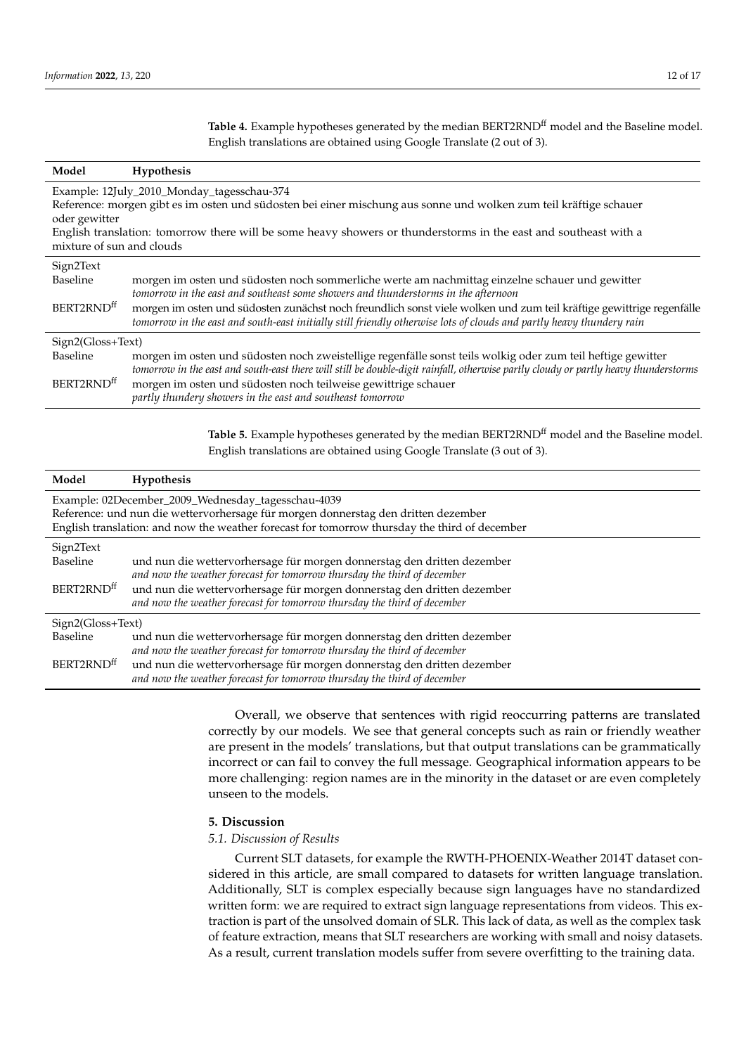**Table 4.** Example hypotheses generated by the median BERT2RND$^{ff}$ model and the Baseline model. English translations are obtained using Google Translate (2 out of 3).

| Model | Hypothesis |
|---|---|
| Example: 12July_2010_Monday_tagesschau-374<br>Reference: morgen gibt es im osten und südosten bei einer mischung aus sonne und wolken zum teil kräftige schauer oder gewitter<br>English translation: tomorrow there will be some heavy showers or thunderstorms in the east and southeast with a mixture of sun and clouds | |
| Sign2Text | |
| Baseline | morgen im osten und südosten noch sommerliche werte am nachmittag einzelne schauer und gewitter<br>*tomorrow in the east and southeast some showers and thunderstorms in the afternoon* |
| BERT2RND$^{ff}$ | morgen im osten und südosten zunächst noch freundlich sonst viele wolken und zum teil kräftige gewittrige regenfälle<br>*tomorrow in the east and south-east initially still friendly otherwise lots of clouds and partly heavy thundery rain* |
| Sign2(Gloss+Text) | |
| Baseline | morgen im osten und südosten noch zweistellige regenfälle sonst teils wolkig oder zum teil heftige gewitter<br>*tomorrow in the east and south-east there will still be double-digit rainfall, otherwise partly cloudy or partly heavy thunderstorms* |
| BERT2RND$^{ff}$ | morgen im osten und südosten noch teilweise gewittrige schauer<br>*partly thundery showers in the east and southeast tomorrow* |

**Table 5.** Example hypotheses generated by the median BERT2RND$^{ff}$ model and the Baseline model. English translations are obtained using Google Translate (3 out of 3).

| Model | Hypothesis |
|---|---|
| Example: 02December_2009_Wednesday_tagesschau-4039<br>Reference: und nun die wettervorhersage für morgen donnerstag den dritten dezember<br>English translation: and now the weather forecast for tomorrow thursday the third of december | |
| Sign2Text | |
| Baseline | und nun die wettervorhersage für morgen donnerstag den dritten dezember<br>*and now the weather forecast for tomorrow thursday the third of december* |
| BERT2RND$^{ff}$ | und nun die wettervorhersage für morgen donnerstag den dritten dezember<br>*and now the weather forecast for tomorrow thursday the third of december* |
| Sign2(Gloss+Text) | |
| Baseline | und nun die wettervorhersage für morgen donnerstag den dritten dezember<br>*and now the weather forecast for tomorrow thursday the third of december* |
| BERT2RND$^{ff}$ | und nun die wettervorhersage für morgen donnerstag den dritten dezember<br>*and now the weather forecast for tomorrow thursday the third of december* |

Overall, we observe that sentences with rigid reoccurring patterns are translated correctly by our models. We see that general concepts such as rain or friendly weather are present in the models' translations, but that output translations can be grammatically incorrect or can fail to convey the full message. Geographical information appears to be more challenging: region names are in the minority in the dataset or are even completely unseen to the models.

## 5. Discussion

### *5.1. Discussion of Results*

Current SLT datasets, for example the RWTH-PHOENIX-Weather 2014T dataset considered in this article, are small compared to datasets for written language translation. Additionally, SLT is complex especially because sign languages have no standardized written form: we are required to extract sign language representations from videos. This extraction is part of the unsolved domain of SLR. This lack of data, as well as the complex task of feature extraction, means that SLT researchers are working with small and noisy datasets. As a result, current translation models suffer from severe overfitting to the training data.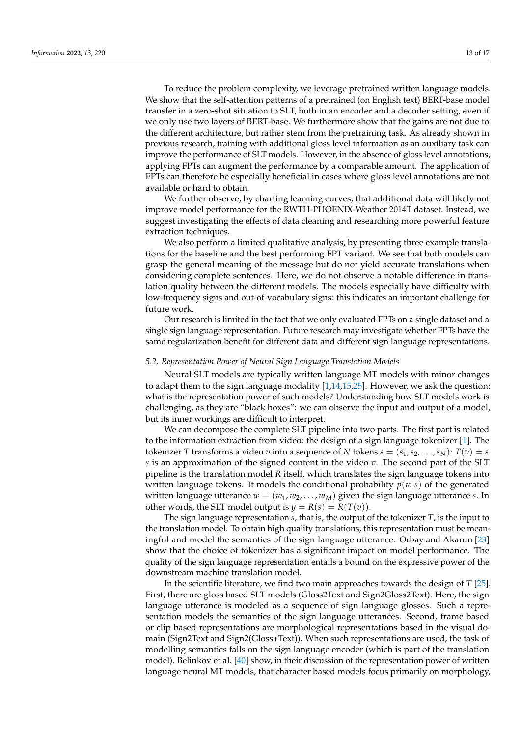To reduce the problem complexity, we leverage pretrained written language models. We show that the self-attention patterns of a pretrained (on English text) BERT-base model transfer in a zero-shot situation to SLT, both in an encoder and a decoder setting, even if we only use two layers of BERT-base. We furthermore show that the gains are not due to the different architecture, but rather stem from the pretraining task. As already shown in previous research, training with additional gloss level information as an auxiliary task can improve the performance of SLT models. However, in the absence of gloss level annotations, applying FPTs can augment the performance by a comparable amount. The application of FPTs can therefore be especially beneficial in cases where gloss level annotations are not available or hard to obtain.

We further observe, by charting learning curves, that additional data will likely not improve model performance for the RWTH-PHOENIX-Weather 2014T dataset. Instead, we suggest investigating the effects of data cleaning and researching more powerful feature extraction techniques.

We also perform a limited qualitative analysis, by presenting three example translations for the baseline and the best performing FPT variant. We see that both models can grasp the general meaning of the message but do not yield accurate translations when considering complete sentences. Here, we do not observe a notable difference in translation quality between the different models. The models especially have difficulty with low-frequency signs and out-of-vocabulary signs: this indicates an important challenge for future work.

Our research is limited in the fact that we only evaluated FPTs on a single dataset and a single sign language representation. Future research may investigate whether FPTs have the same regularization benefit for different data and different sign language representations.

### *5.2. Representation Power of Neural Sign Language Translation Models*

Neural SLT models are typically written language MT models with minor changes to adapt them to the sign language modality [1,14,15,25]. However, we ask the question: what is the representation power of such models? Understanding how SLT models work is challenging, as they are "black boxes": we can observe the input and output of a model, but its inner workings are difficult to interpret.

We can decompose the complete SLT pipeline into two parts. The first part is related to the information extraction from video: the design of a sign language tokenizer [1]. The tokenizer $T$ transforms a video $v$ into a sequence of $N$ tokens $s = (s_1, s_2, \ldots, s_N)$: $T(v) = s$. $s$ is an approximation of the signed content in the video $v$. The second part of the SLT pipeline is the translation model $R$ itself, which translates the sign language tokens into written language tokens. It models the conditional probability $p(w|s)$ of the generated written language utterance $w = (w_1, w_2, \ldots, w_M)$ given the sign language utterance $s$. In other words, the SLT model output is $y = R(s) = R(T(v))$.

The sign language representation $s$, that is, the output of the tokenizer $T$, is the input to the translation model. To obtain high quality translations, this representation must be meaningful and model the semantics of the sign language utterance. Orbay and Akarun [23] show that the choice of tokenizer has a significant impact on model performance. The quality of the sign language representation entails a bound on the expressive power of the downstream machine translation model.

In the scientific literature, we find two main approaches towards the design of $T$ [25]. First, there are gloss based SLT models (Gloss2Text and Sign2Gloss2Text). Here, the sign language utterance is modeled as a sequence of sign language glosses. Such a representation models the semantics of the sign language utterances. Second, frame based or clip based representations are morphological representations based in the visual domain (Sign2Text and Sign2(Gloss+Text)). When such representations are used, the task of modelling semantics falls on the sign language encoder (which is part of the translation model). Belinkov et al. [40] show, in their discussion of the representation power of written language neural MT models, that character based models focus primarily on morphology,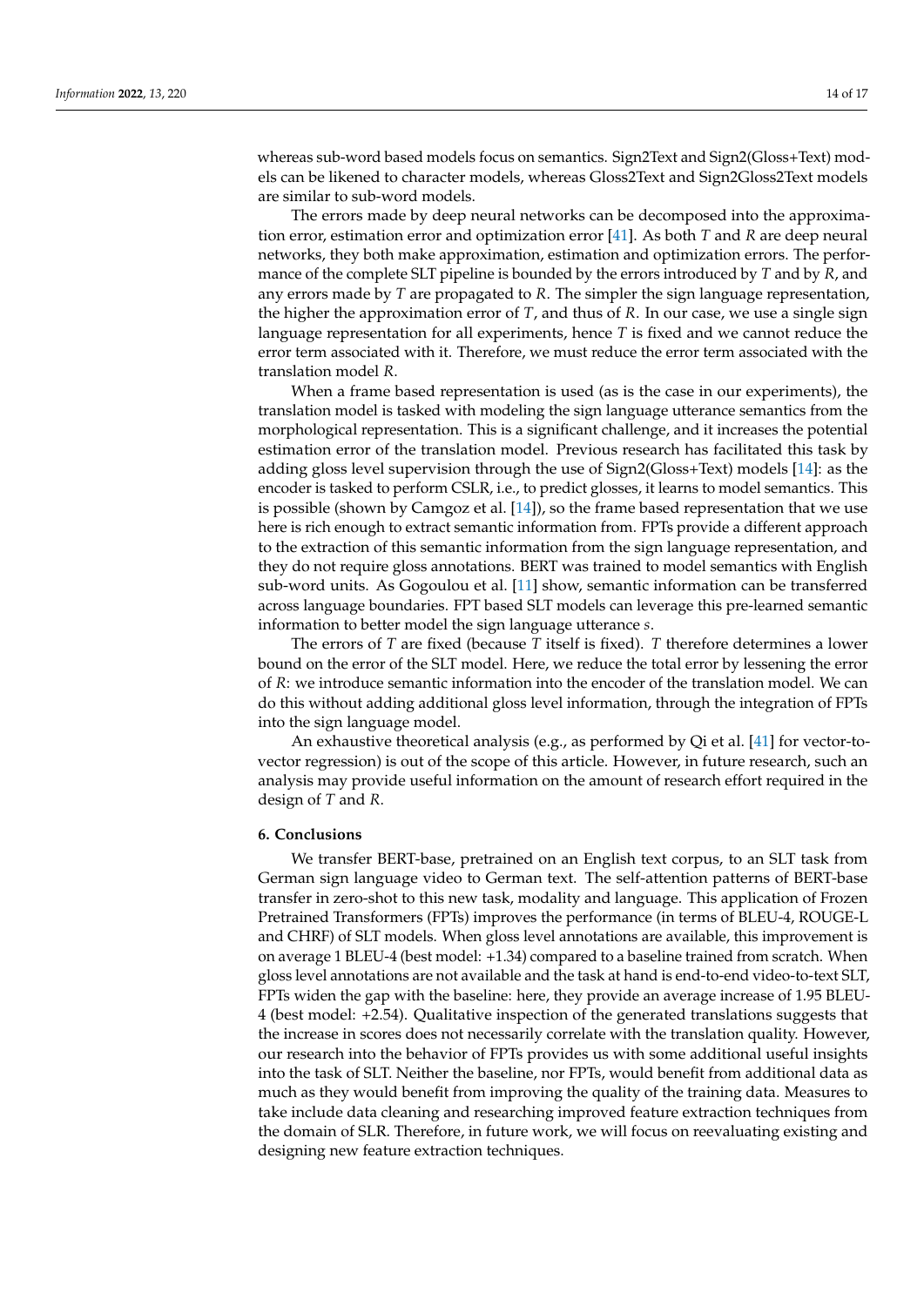whereas sub-word based models focus on semantics. Sign2Text and Sign2(Gloss+Text) models can be likened to character models, whereas Gloss2Text and Sign2Gloss2Text models are similar to sub-word models.

The errors made by deep neural networks can be decomposed into the approximation error, estimation error and optimization error [41]. As both $T$ and $R$ are deep neural networks, they both make approximation, estimation and optimization errors. The performance of the complete SLT pipeline is bounded by the errors introduced by $T$ and by $R$, and any errors made by $T$ are propagated to $R$. The simpler the sign language representation, the higher the approximation error of $T$, and thus of $R$. In our case, we use a single sign language representation for all experiments, hence $T$ is fixed and we cannot reduce the error term associated with it. Therefore, we must reduce the error term associated with the translation model $R$.

When a frame based representation is used (as is the case in our experiments), the translation model is tasked with modeling the sign language utterance semantics from the morphological representation. This is a significant challenge, and it increases the potential estimation error of the translation model. Previous research has facilitated this task by adding gloss level supervision through the use of Sign2(Gloss+Text) models [14]: as the encoder is tasked to perform CSLR, i.e., to predict glosses, it learns to model semantics. This is possible (shown by Camgoz et al. [14]), so the frame based representation that we use here is rich enough to extract semantic information from. FPTs provide a different approach to the extraction of this semantic information from the sign language representation, and they do not require gloss annotations. BERT was trained to model semantics with English sub-word units. As Gogoulou et al. [11] show, semantic information can be transferred across language boundaries. FPT based SLT models can leverage this pre-learned semantic information to better model the sign language utterance $s$.

The errors of $T$ are fixed (because $T$ itself is fixed). $T$ therefore determines a lower bound on the error of the SLT model. Here, we reduce the total error by lessening the error of $R$: we introduce semantic information into the encoder of the translation model. We can do this without adding additional gloss level information, through the integration of FPTs into the sign language model.

An exhaustive theoretical analysis (e.g., as performed by Qi et al. [41] for vector-to-vector regression) is out of the scope of this article. However, in future research, such an analysis may provide useful information on the amount of research effort required in the design of $T$ and $R$.

## 6. Conclusions

We transfer BERT-base, pretrained on an English text corpus, to an SLT task from German sign language video to German text. The self-attention patterns of BERT-base transfer in zero-shot to this new task, modality and language. This application of Frozen Pretrained Transformers (FPTs) improves the performance (in terms of BLEU-4, ROUGE-L and CHRF) of SLT models. When gloss level annotations are available, this improvement is on average 1 BLEU-4 (best model: +1.34) compared to a baseline trained from scratch. When gloss level annotations are not available and the task at hand is end-to-end video-to-text SLT, FPTs widen the gap with the baseline: here, they provide an average increase of 1.95 BLEU-4 (best model: +2.54). Qualitative inspection of the generated translations suggests that the increase in scores does not necessarily correlate with the translation quality. However, our research into the behavior of FPTs provides us with some additional useful insights into the task of SLT. Neither the baseline, nor FPTs, would benefit from additional data as much as they would benefit from improving the quality of the training data. Measures to take include data cleaning and researching improved feature extraction techniques from the domain of SLR. Therefore, in future work, we will focus on reevaluating existing and designing new feature extraction techniques.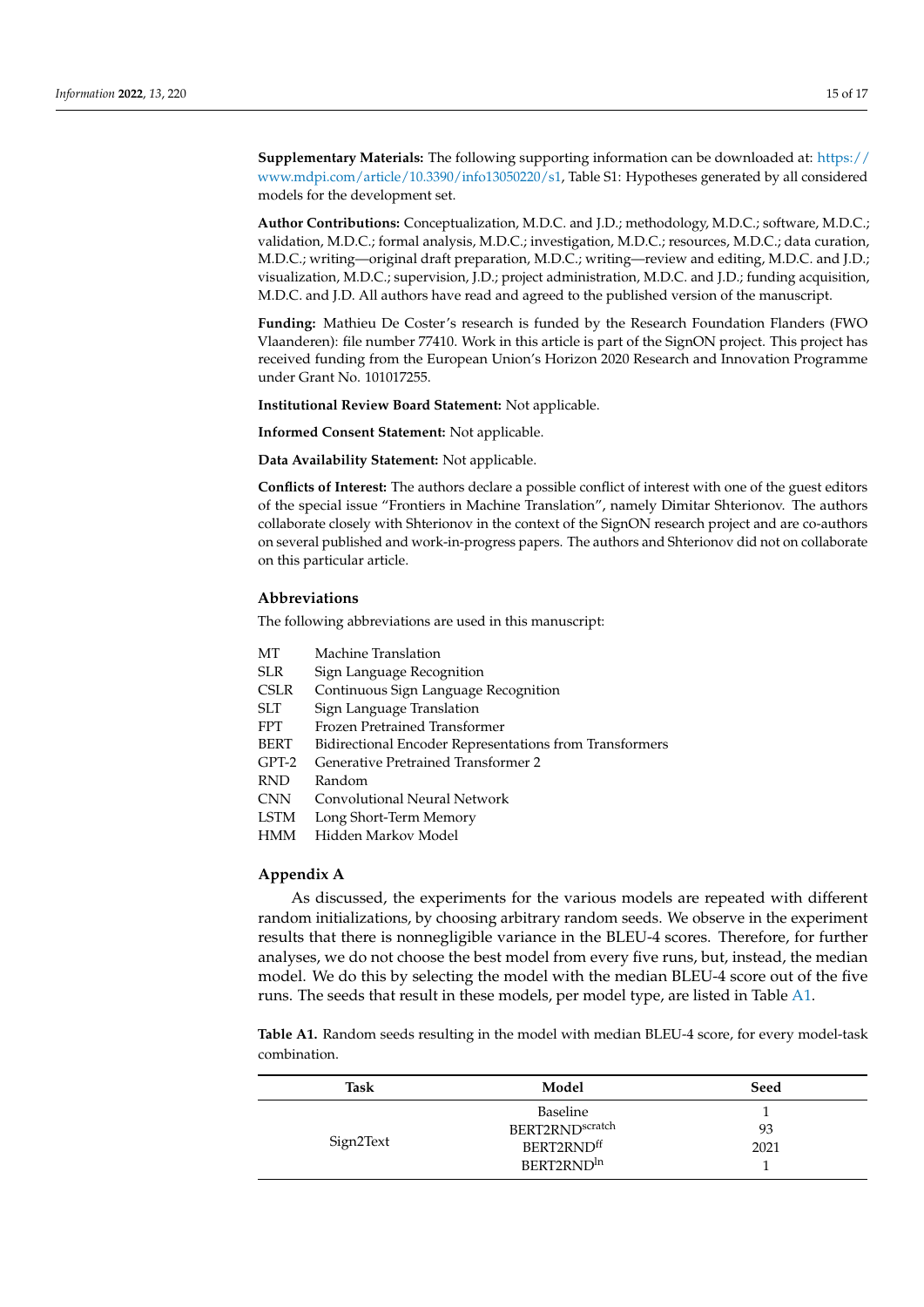**Supplementary Materials:** The following supporting information can be downloaded at: https://www.mdpi.com/article/10.3390/info13050220/s1, Table S1: Hypotheses generated by all considered models for the development set.

**Author Contributions:** Conceptualization, M.D.C. and J.D.; methodology, M.D.C.; software, M.D.C.; validation, M.D.C.; formal analysis, M.D.C.; investigation, M.D.C.; resources, M.D.C.; data curation, M.D.C.; writing—original draft preparation, M.D.C.; writing—review and editing, M.D.C. and J.D.; visualization, M.D.C.; supervision, J.D.; project administration, M.D.C. and J.D.; funding acquisition, M.D.C. and J.D. All authors have read and agreed to the published version of the manuscript.

**Funding:** Mathieu De Coster's research is funded by the Research Foundation Flanders (FWO Vlaanderen): file number 77410. Work in this article is part of the SignON project. This project has received funding from the European Union's Horizon 2020 Research and Innovation Programme under Grant No. 101017255.

**Institutional Review Board Statement:** Not applicable.

**Informed Consent Statement:** Not applicable.

**Data Availability Statement:** Not applicable.

**Conflicts of Interest:** The authors declare a possible conflict of interest with one of the guest editors of the special issue "Frontiers in Machine Translation", namely Dimitar Shterionov. The authors collaborate closely with Shterionov in the context of the SignON research project and are co-authors on several published and work-in-progress papers. The authors and Shterionov did not on collaborate on this particular article.

## Abbreviations

The following abbreviations are used in this manuscript:

| | |
|---|---|
| MT | Machine Translation |
| SLR | Sign Language Recognition |
| CSLR | Continuous Sign Language Recognition |
| SLT | Sign Language Translation |
| FPT | Frozen Pretrained Transformer |
| BERT | Bidirectional Encoder Representations from Transformers |
| GPT-2 | Generative Pretrained Transformer 2 |
| RND | Random |
| CNN | Convolutional Neural Network |
| LSTM | Long Short-Term Memory |
| HMM | Hidden Markov Model |

## Appendix A

As discussed, the experiments for the various models are repeated with different random initializations, by choosing arbitrary random seeds. We observe in the experiment results that there is nonnegligible variance in the BLEU-4 scores. Therefore, for further analyses, we do not choose the best model from every five runs, but, instead, the median model. We do this by selecting the model with the median BLEU-4 score out of the five runs. The seeds that result in these models, per model type, are listed in Table A1.

**Table A1.** Random seeds resulting in the model with median BLEU-4 score, for every model-task combination.

| Task | Model | Seed |
|---|---|---|
| Sign2Text | Baseline | 1 |
| | BERT2RND$^{scratch}$ | 93 |
| | BERT2RND$^{ff}$ | 2021 |
| | BERT2RND$^{ln}$ | 1 |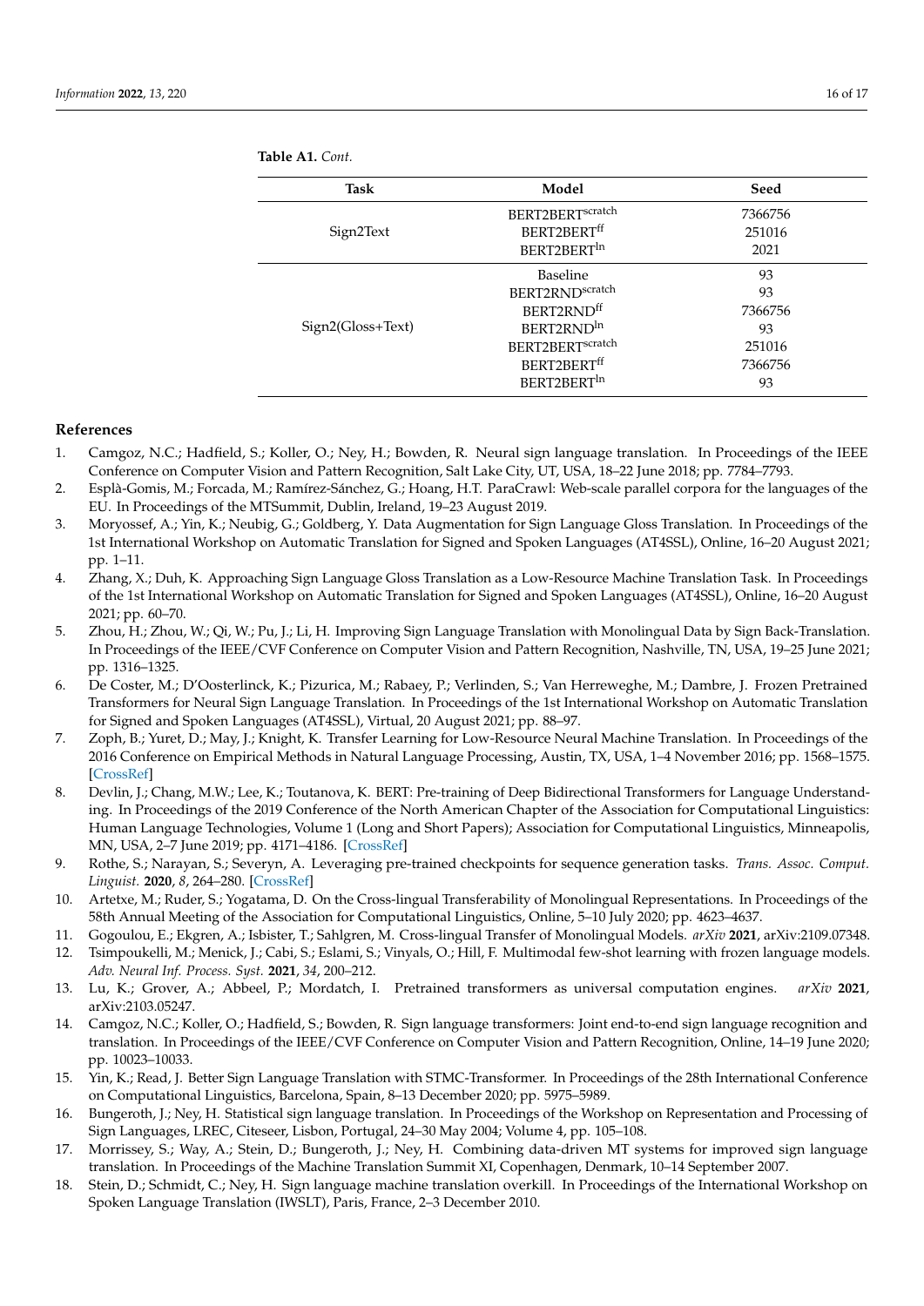**Table A1.** *Cont.*

| Task | Model | Seed |
|---|---|---|
| Sign2Text | BERT2BERT$^{scratch}$ | 7366756 |
| | BERT2BERT$^{ff}$ | 251016 |
| | BERT2BERT$^{ln}$ | 2021 |
| Sign2(Gloss+Text) | Baseline | 93 |
| | BERT2RND$^{scratch}$ | 93 |
| | BERT2RND$^{ff}$ | 7366756 |
| | BERT2RND$^{ln}$ | 93 |
| | BERT2BERT$^{scratch}$ | 251016 |
| | BERT2BERT$^{ff}$ | 7366756 |
| | BERT2BERT$^{ln}$ | 93 |

## References

1. Camgoz, N.C.; Hadfield, S.; Koller, O.; Ney, H.; Bowden, R. Neural sign language translation. In Proceedings of the IEEE Conference on Computer Vision and Pattern Recognition, Salt Lake City, UT, USA, 18–22 June 2018; pp. 7784–7793.
2. Esplà-Gomis, M.; Forcada, M.; Ramírez-Sánchez, G.; Hoang, H.T. ParaCrawl: Web-scale parallel corpora for the languages of the EU. In Proceedings of the MTSummit, Dublin, Ireland, 19–23 August 2019.
3. Moryossef, A.; Yin, K.; Neubig, G.; Goldberg, Y. Data Augmentation for Sign Language Gloss Translation. In Proceedings of the 1st International Workshop on Automatic Translation for Signed and Spoken Languages (AT4SSL), Online, 16–20 August 2021; pp. 1–11.
4. Zhang, X.; Duh, K. Approaching Sign Language Gloss Translation as a Low-Resource Machine Translation Task. In Proceedings of the 1st International Workshop on Automatic Translation for Signed and Spoken Languages (AT4SSL), Online, 16–20 August 2021; pp. 60–70.
5. Zhou, H.; Zhou, W.; Qi, W.; Pu, J.; Li, H. Improving Sign Language Translation with Monolingual Data by Sign Back-Translation. In Proceedings of the IEEE/CVF Conference on Computer Vision and Pattern Recognition, Nashville, TN, USA, 19–25 June 2021; pp. 1316–1325.
6. De Coster, M.; D'Oosterlinck, K.; Pizurica, M.; Rabaey, P.; Verlinden, S.; Van Herreweghe, M.; Dambre, J. Frozen Pretrained Transformers for Neural Sign Language Translation. In Proceedings of the 1st International Workshop on Automatic Translation for Signed and Spoken Languages (AT4SSL), Virtual, 20 August 2021; pp. 88–97.
7. Zoph, B.; Yuret, D.; May, J.; Knight, K. Transfer Learning for Low-Resource Neural Machine Translation. In Proceedings of the 2016 Conference on Empirical Methods in Natural Language Processing, Austin, TX, USA, 1–4 November 2016; pp. 1568–1575. [CrossRef]
8. Devlin, J.; Chang, M.W.; Lee, K.; Toutanova, K. BERT: Pre-training of Deep Bidirectional Transformers for Language Understanding. In Proceedings of the 2019 Conference of the North American Chapter of the Association for Computational Linguistics: Human Language Technologies, Volume 1 (Long and Short Papers); Association for Computational Linguistics, Minneapolis, MN, USA, 2–7 June 2019; pp. 4171–4186. [CrossRef]
9. Rothe, S.; Narayan, S.; Severyn, A. Leveraging pre-trained checkpoints for sequence generation tasks. *Trans. Assoc. Comput. Linguist.* **2020**, *8*, 264–280. [CrossRef]
10. Artetxe, M.; Ruder, S.; Yogatama, D. On the Cross-lingual Transferability of Monolingual Representations. In Proceedings of the 58th Annual Meeting of the Association for Computational Linguistics, Online, 5–10 July 2020; pp. 4623–4637.
11. Gogoulou, E.; Ekgren, A.; Isbister, T.; Sahlgren, M. Cross-lingual Transfer of Monolingual Models. *arXiv* **2021**, arXiv:2109.07348.
12. Tsimpoukelli, M.; Menick, J.; Cabi, S.; Eslami, S.; Vinyals, O.; Hill, F. Multimodal few-shot learning with frozen language models. *Adv. Neural Inf. Process. Syst.* **2021**, *34*, 200–212.
13. Lu, K.; Grover, A.; Abbeel, P.; Mordatch, I. Pretrained transformers as universal computation engines. *arXiv* **2021**, arXiv:2103.05247.
14. Camgoz, N.C.; Koller, O.; Hadfield, S.; Bowden, R. Sign language transformers: Joint end-to-end sign language recognition and translation. In Proceedings of the IEEE/CVF Conference on Computer Vision and Pattern Recognition, Online, 14–19 June 2020; pp. 10023–10033.
15. Yin, K.; Read, J. Better Sign Language Translation with STMC-Transformer. In Proceedings of the 28th International Conference on Computational Linguistics, Barcelona, Spain, 8–13 December 2020; pp. 5975–5989.
16. Bungeroth, J.; Ney, H. Statistical sign language translation. In Proceedings of the Workshop on Representation and Processing of Sign Languages, LREC, Citeseer, Lisbon, Portugal, 24–30 May 2004; Volume 4, pp. 105–108.
17. Morrissey, S.; Way, A.; Stein, D.; Bungeroth, J.; Ney, H. Combining data-driven MT systems for improved sign language translation. In Proceedings of the Machine Translation Summit XI, Copenhagen, Denmark, 10–14 September 2007.
18. Stein, D.; Schmidt, C.; Ney, H. Sign language machine translation overkill. In Proceedings of the International Workshop on Spoken Language Translation (IWSLT), Paris, France, 2–3 December 2010.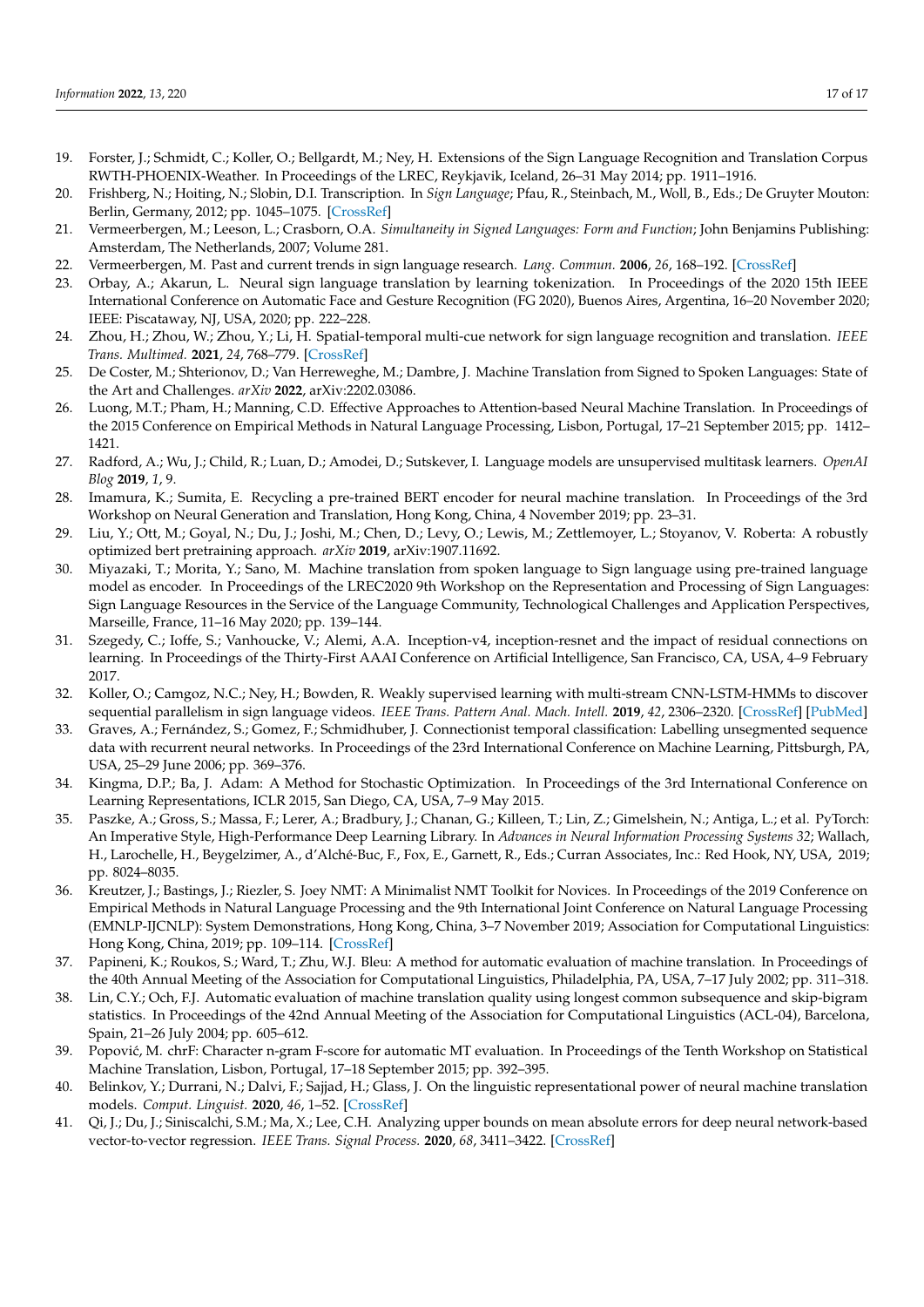19. Forster, J.; Schmidt, C.; Koller, O.; Bellgardt, M.; Ney, H. Extensions of the Sign Language Recognition and Translation Corpus RWTH-PHOENIX-Weather. In Proceedings of the LREC, Reykjavik, Iceland, 26–31 May 2014; pp. 1911–1916.
20. Frishberg, N.; Hoiting, N.; Slobin, D.I. Transcription. In *Sign Language*; Pfau, R., Steinbach, M., Woll, B., Eds.; De Gruyter Mouton: Berlin, Germany, 2012; pp. 1045–1075. [CrossRef]
21. Vermeerbergen, M.; Leeson, L.; Crasborn, O.A. *Simultaneity in Signed Languages: Form and Function*; John Benjamins Publishing: Amsterdam, The Netherlands, 2007; Volume 281.
22. Vermeerbergen, M. Past and current trends in sign language research. *Lang. Commun.* **2006**, *26*, 168–192. [CrossRef]
23. Orbay, A.; Akarun, L. Neural sign language translation by learning tokenization. In Proceedings of the 2020 15th IEEE International Conference on Automatic Face and Gesture Recognition (FG 2020), Buenos Aires, Argentina, 16–20 November 2020; IEEE: Piscataway, NJ, USA, 2020; pp. 222–228.
24. Zhou, H.; Zhou, W.; Zhou, Y.; Li, H. Spatial-temporal multi-cue network for sign language recognition and translation. *IEEE Trans. Multimed.* **2021**, *24*, 768–779. [CrossRef]
25. De Coster, M.; Shterionov, D.; Van Herreweghe, M.; Dambre, J. Machine Translation from Signed to Spoken Languages: State of the Art and Challenges. *arXiv* **2022**, arXiv:2202.03086.
26. Luong, M.T.; Pham, H.; Manning, C.D. Effective Approaches to Attention-based Neural Machine Translation. In Proceedings of the 2015 Conference on Empirical Methods in Natural Language Processing, Lisbon, Portugal, 17–21 September 2015; pp. 1412–1421.
27. Radford, A.; Wu, J.; Child, R.; Luan, D.; Amodei, D.; Sutskever, I. Language models are unsupervised multitask learners. *OpenAI Blog* **2019**, *1*, 9.
28. Imamura, K.; Sumita, E. Recycling a pre-trained BERT encoder for neural machine translation. In Proceedings of the 3rd Workshop on Neural Generation and Translation, Hong Kong, China, 4 November 2019; pp. 23–31.
29. Liu, Y.; Ott, M.; Goyal, N.; Du, J.; Joshi, M.; Chen, D.; Levy, O.; Lewis, M.; Zettlemoyer, L.; Stoyanov, V. Roberta: A robustly optimized bert pretraining approach. *arXiv* **2019**, arXiv:1907.11692.
30. Miyazaki, T.; Morita, Y.; Sano, M. Machine translation from spoken language to Sign language using pre-trained language model as encoder. In Proceedings of the LREC2020 9th Workshop on the Representation and Processing of Sign Languages: Sign Language Resources in the Service of the Language Community, Technological Challenges and Application Perspectives, Marseille, France, 11–16 May 2020; pp. 139–144.
31. Szegedy, C.; Ioffe, S.; Vanhoucke, V.; Alemi, A.A. Inception-v4, inception-resnet and the impact of residual connections on learning. In Proceedings of the Thirty-First AAAI Conference on Artificial Intelligence, San Francisco, CA, USA, 4–9 February 2017.
32. Koller, O.; Camgoz, N.C.; Ney, H.; Bowden, R. Weakly supervised learning with multi-stream CNN-LSTM-HMMs to discover sequential parallelism in sign language videos. *IEEE Trans. Pattern Anal. Mach. Intell.* **2019**, *42*, 2306–2320. [CrossRef] [PubMed]
33. Graves, A.; Fernández, S.; Gomez, F.; Schmidhuber, J. Connectionist temporal classification: Labelling unsegmented sequence data with recurrent neural networks. In Proceedings of the 23rd International Conference on Machine Learning, Pittsburgh, PA, USA, 25–29 June 2006; pp. 369–376.
34. Kingma, D.P.; Ba, J. Adam: A Method for Stochastic Optimization. In Proceedings of the 3rd International Conference on Learning Representations, ICLR 2015, San Diego, CA, USA, 7–9 May 2015.
35. Paszke, A.; Gross, S.; Massa, F.; Lerer, A.; Bradbury, J.; Chanan, G.; Killeen, T.; Lin, Z.; Gimelshein, N.; Antiga, L.; et al. PyTorch: An Imperative Style, High-Performance Deep Learning Library. In *Advances in Neural Information Processing Systems 32*; Wallach, H., Larochelle, H., Beygelzimer, A., d'Alché-Buc, F., Fox, E., Garnett, R., Eds.; Curran Associates, Inc.: Red Hook, NY, USA, 2019; pp. 8024–8035.
36. Kreutzer, J.; Bastings, J.; Riezler, S. Joey NMT: A Minimalist NMT Toolkit for Novices. In Proceedings of the 2019 Conference on Empirical Methods in Natural Language Processing and the 9th International Joint Conference on Natural Language Processing (EMNLP-IJCNLP): System Demonstrations, Hong Kong, China, 3–7 November 2019; Association for Computational Linguistics: Hong Kong, China, 2019; pp. 109–114. [CrossRef]
37. Papineni, K.; Roukos, S.; Ward, T.; Zhu, W.J. Bleu: A method for automatic evaluation of machine translation. In Proceedings of the 40th Annual Meeting of the Association for Computational Linguistics, Philadelphia, PA, USA, 7–17 July 2002; pp. 311–318.
38. Lin, C.Y.; Och, F.J. Automatic evaluation of machine translation quality using longest common subsequence and skip-bigram statistics. In Proceedings of the 42nd Annual Meeting of the Association for Computational Linguistics (ACL-04), Barcelona, Spain, 21–26 July 2004; pp. 605–612.
39. Popović, M. chrF: Character n-gram F-score for automatic MT evaluation. In Proceedings of the Tenth Workshop on Statistical Machine Translation, Lisbon, Portugal, 17–18 September 2015; pp. 392–395.
40. Belinkov, Y.; Durrani, N.; Dalvi, F.; Sajjad, H.; Glass, J. On the linguistic representational power of neural machine translation models. *Comput. Linguist.* **2020**, *46*, 1–52. [CrossRef]
41. Qi, J.; Du, J.; Siniscalchi, S.M.; Ma, X.; Lee, C.H. Analyzing upper bounds on mean absolute errors for deep neural network-based vector-to-vector regression. *IEEE Trans. Signal Process.* **2020**, *68*, 3411–3422. [CrossRef]